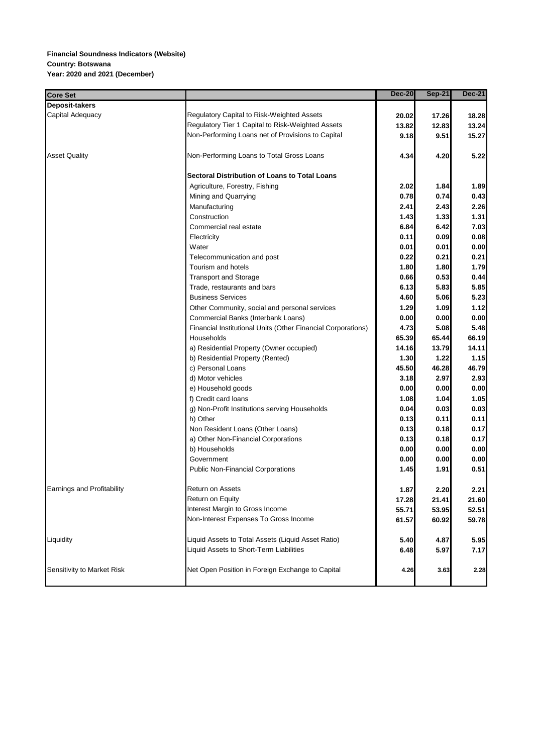**Financial Soundness Indicators (Website)**
**Country: Botswana**
**Year: 2020 and 2021 (December)**

| Core Set | | Dec-20 | Sep-21 | Dec-21 |
|---|---|---|---|---|
| **Deposit-takers** | | | | |
| Capital Adequacy | Regulatory Capital to Risk-Weighted Assets | 20.02 | 17.26 | 18.28 |
| | Regulatory Tier 1 Capital to Risk-Weighted Assets | 13.82 | 12.83 | 13.24 |
| | Non-Performing Loans net of Provisions to Capital | 9.18 | 9.51 | 15.27 |
| Asset Quality | Non-Performing Loans to Total Gross Loans | 4.34 | 4.20 | 5.22 |
| | **Sectoral Distribution of Loans to Total Loans** | | | |
| | Agriculture, Forestry, Fishing | 2.02 | 1.84 | 1.89 |
| | Mining and Quarrying | 0.78 | 0.74 | 0.43 |
| | Manufacturing | 2.41 | 2.43 | 2.26 |
| | Construction | 1.43 | 1.33 | 1.31 |
| | Commercial real estate | 6.84 | 6.42 | 7.03 |
| | Electricity | 0.11 | 0.09 | 0.08 |
| | Water | 0.01 | 0.01 | 0.00 |
| | Telecommunication and post | 0.22 | 0.21 | 0.21 |
| | Tourism and hotels | 1.80 | 1.80 | 1.79 |
| | Transport and Storage | 0.66 | 0.53 | 0.44 |
| | Trade, restaurants and bars | 6.13 | 5.83 | 5.85 |
| | Business Services | 4.60 | 5.06 | 5.23 |
| | Other Community, social and personal services | 1.29 | 1.09 | 1.12 |
| | Commercial Banks (Interbank Loans) | 0.00 | 0.00 | 0.00 |
| | Financial Institutional Units (Other Financial Corporations) | 4.73 | 5.08 | 5.48 |
| | Households | 65.39 | 65.44 | 66.19 |
| | a) Residential Property (Owner occupied) | 14.16 | 13.79 | 14.11 |
| | b) Residential Property (Rented) | 1.30 | 1.22 | 1.15 |
| | c) Personal Loans | 45.50 | 46.28 | 46.79 |
| | d) Motor vehicles | 3.18 | 2.97 | 2.93 |
| | e) Household goods | 0.00 | 0.00 | 0.00 |
| | f) Credit card loans | 1.08 | 1.04 | 1.05 |
| | g) Non-Profit Institutions serving Households | 0.04 | 0.03 | 0.03 |
| | h) Other | 0.13 | 0.11 | 0.11 |
| | Non Resident Loans (Other Loans) | 0.13 | 0.18 | 0.17 |
| | a) Other Non-Financial Corporations | 0.13 | 0.18 | 0.17 |
| | b) Households | 0.00 | 0.00 | 0.00 |
| | Government | 0.00 | 0.00 | 0.00 |
| | Public Non-Financial Corporations | 1.45 | 1.91 | 0.51 |
| Earnings and Profitability | Return on Assets | 1.87 | 2.20 | 2.21 |
| | Return on Equity | 17.28 | 21.41 | 21.60 |
| | Interest Margin to Gross Income | 55.71 | 53.95 | 52.51 |
| | Non-Interest Expenses To Gross Income | 61.57 | 60.92 | 59.78 |
| Liquidity | Liquid Assets to Total Assets (Liquid Asset Ratio) | 5.40 | 4.87 | 5.95 |
| | Liquid Assets to Short-Term Liabilities | 6.48 | 5.97 | 7.17 |
| Sensitivity to Market Risk | Net Open Position in Foreign Exchange to Capital | 4.26 | 3.63 | 2.28 |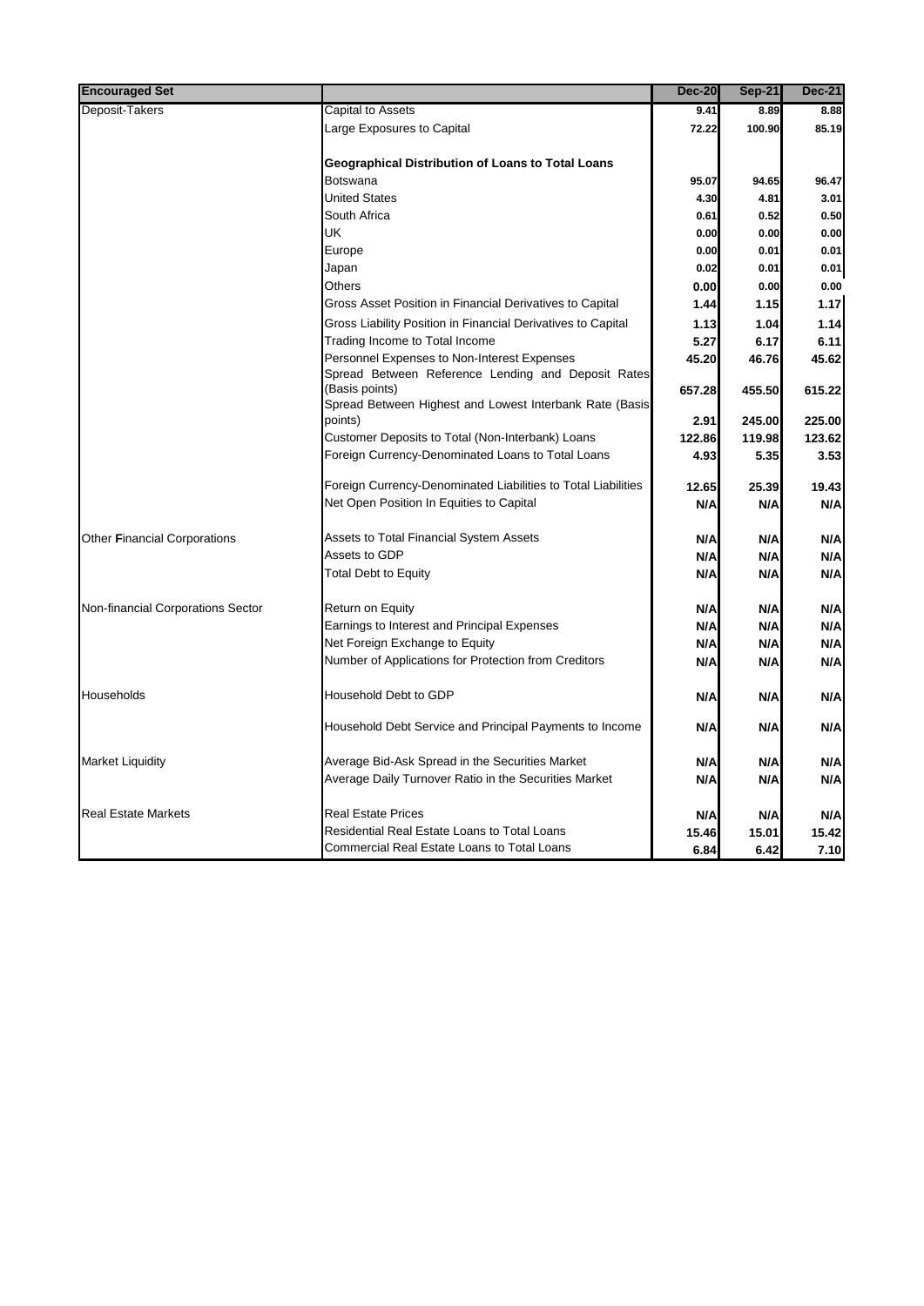| Encouraged Set | | Dec-20 | Sep-21 | Dec-21 |
|---|---|---|---|---|
| Deposit-Takers | Capital to Assets | 9.41 | 8.89 | 8.88 |
| | Large Exposures to Capital | 72.22 | 100.90 | 85.19 |
| | **Geographical Distribution of Loans to Total Loans** | | | |
| | Botswana | 95.07 | 94.65 | 96.47 |
| | United States | 4.30 | 4.81 | 3.01 |
| | South Africa | 0.61 | 0.52 | 0.50 |
| | UK | 0.00 | 0.00 | 0.00 |
| | Europe | 0.00 | 0.01 | 0.01 |
| | Japan | 0.02 | 0.01 | 0.01 |
| | Others | 0.00 | 0.00 | 0.00 |
| | Gross Asset Position in Financial Derivatives to Capital | 1.44 | 1.15 | 1.17 |
| | Gross Liability Position in Financial Derivatives to Capital | 1.13 | 1.04 | 1.14 |
| | Trading Income to Total Income | 5.27 | 6.17 | 6.11 |
| | Personnel Expenses to Non-Interest Expenses | 45.20 | 46.76 | 45.62 |
| | Spread Between Reference Lending and Deposit Rates (Basis points) | 657.28 | 455.50 | 615.22 |
| | Spread Between Highest and Lowest Interbank Rate (Basis points) | 2.91 | 245.00 | 225.00 |
| | Customer Deposits to Total (Non-Interbank) Loans | 122.86 | 119.98 | 123.62 |
| | Foreign Currency-Denominated Loans to Total Loans | 4.93 | 5.35 | 3.53 |
| | Foreign Currency-Denominated Liabilities to Total Liabilities | 12.65 | 25.39 | 19.43 |
| | Net Open Position In Equities to Capital | N/A | N/A | N/A |
| Other Financial Corporations | Assets to Total Financial System Assets | N/A | N/A | N/A |
| | Assets to GDP | N/A | N/A | N/A |
| | Total Debt to Equity | N/A | N/A | N/A |
| Non-financial Corporations Sector | Return on Equity | N/A | N/A | N/A |
| | Earnings to Interest and Principal Expenses | N/A | N/A | N/A |
| | Net Foreign Exchange to Equity | N/A | N/A | N/A |
| | Number of Applications for Protection from Creditors | N/A | N/A | N/A |
| Households | Household Debt to GDP | N/A | N/A | N/A |
| | Household Debt Service and Principal Payments to Income | N/A | N/A | N/A |
| Market Liquidity | Average Bid-Ask Spread in the Securities Market | N/A | N/A | N/A |
| | Average Daily Turnover Ratio in the Securities Market | N/A | N/A | N/A |
| Real Estate Markets | Real Estate Prices | N/A | N/A | N/A |
| | Residential Real Estate Loans to Total Loans | 15.46 | 15.01 | 15.42 |
| | Commercial Real Estate Loans to Total Loans | 6.84 | 6.42 | 7.10 |